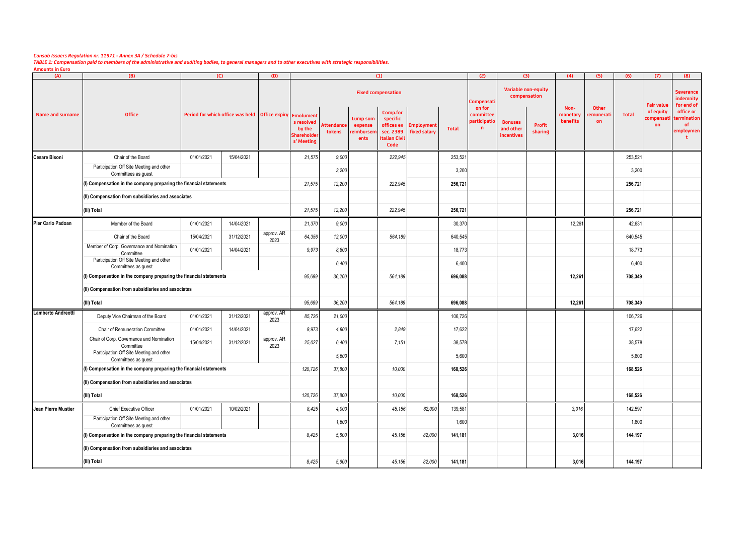*Consob Issuers Regulation nr. 11971 - Annex 3A / Schedule 7-bis*

*TABLE 1: Compensation paid to members of the administrative and auditing bodies, to general managers and to other executives with strategic responsibilities.*

**Amounts in Euro**

| (A) | (B) | (C) | | (D) | (1) | | | | | | (2) | (3) | | (4) | (5) | (6) | (7) | (8) |
|---|---|---|---|---|---|---|---|---|---|---|---|---|---|---|---|---|---|---|
| | | | | | Fixed compensation | | | | | | | Variable non-equity compensation | | | | | | |
| Name and surname | Office | Period for which office was held | | Office expiry | Emoluments resolved by the Shareholders' Meeting | Attendance tokens | Lump sum expense reimbursements | Comp.for specific offices ex sec. 2389 Italian Civil Code | Employment fixed salary | Total | Compensation for committee participation | Bonuses and other incentives | Profit sharing | Non-monetary benefits | Other remuneration | Total | Fair value of equity compensation | Severance indemnity for end of office or termination of employment |
| **Cesare Bisoni** | Chair of the Board | 01/01/2021 | 15/04/2021 | | 21,575 | 9,000 | | 222,945 | | 253,521 | | | | | | 253,521 | | |
| | Participation Off Site Meeting and other Committees as guest | | | | | 3,200 | | | | 3,200 | | | | | | 3,200 | | |
| | (I) Compensation in the company preparing the financial statements | | | | 21,575 | 12,200 | | 222,945 | | 256,721 | | | | | | 256,721 | | |
| | (II) Compensation from subsidiaries and associates | | | | | | | | | | | | | | | | | |
| | (III) Total | | | | 21,575 | 12,200 | | 222,945 | | 256,721 | | | | | | 256,721 | | |
| **Pier Carlo Padoan** | Member of the Board | 01/01/2021 | 14/04/2021 | | 21,370 | 9,000 | | | | 30,370 | | | | 12,261 | | 42,631 | | |
| | Chair of the Board | 15/04/2021 | 31/12/2021 | approv. AR 2023 | 64,356 | 12,000 | | 564,189 | | 640,545 | | | | | | 640,545 | | |
| | Member of Corp. Governance and Nomination Committee | 01/01/2021 | 14/04/2021 | | 9,973 | 8,800 | | | | 18,773 | | | | | | 18,773 | | |
| | Participation Off Site Meeting and other Committees as guest | | | | | 6,400 | | | | 6,400 | | | | | | 6,400 | | |
| | (I) Compensation in the company preparing the financial statements | | | | 95,699 | 36,200 | | 564,189 | | 696,088 | | | | 12,261 | | 708,349 | | |
| | (II) Compensation from subsidiaries and associates | | | | | | | | | | | | | | | | | |
| | (III) Total | | | | 95,699 | 36,200 | | 564,189 | | 696,088 | | | | 12,261 | | 708,349 | | |
| **Lamberto Andreotti** | Deputy Vice Chairman of the Board | 01/01/2021 | 31/12/2021 | approv. AR 2023 | 85,726 | 21,000 | | | | 106,726 | | | | | | 106,726 | | |
| | Chair of Remuneration Committee | 01/01/2021 | 14/04/2021 | | 9,973 | 4,800 | | 2,849 | | 17,622 | | | | | | 17,622 | | |
| | Chair of Corp. Governance and Nomination Committee | 15/04/2021 | 31/12/2021 | approv. AR 2023 | 25,027 | 6,400 | | 7,151 | | 38,578 | | | | | | 38,578 | | |
| | Participation Off Site Meeting and other Committees as guest | | | | | 5,600 | | | | 5,600 | | | | | | 5,600 | | |
| | (I) Compensation in the company preparing the financial statements | | | | 120,726 | 37,800 | | 10,000 | | 168,526 | | | | | | 168,526 | | |
| | (II) Compensation from subsidiaries and associates | | | | | | | | | | | | | | | | | |
| | (III) Total | | | | 120,726 | 37,800 | | 10,000 | | 168,526 | | | | | | 168,526 | | |
| **Jean Pierre Mustier** | Chief Executive Officer | 01/01/2021 | 10/02/2021 | | 8,425 | 4,000 | | 45,156 | 82,000 | 139,581 | | | | 3,016 | | 142,597 | | |
| | Participation Off Site Meeting and other Committees as guest | | | | | 1,600 | | | | 1,600 | | | | | | 1,600 | | |
| | (I) Compensation in the company preparing the financial statements | | | | 8,425 | 5,600 | | 45,156 | 82,000 | 141,181 | | | | 3,016 | | 144,197 | | |
| | (II) Compensation from subsidiaries and associates | | | | | | | | | | | | | | | | | |
| | (III) Total | | | | 8,425 | 5,600 | | 45,156 | 82,000 | 141,181 | | | | 3,016 | | 144,197 | | |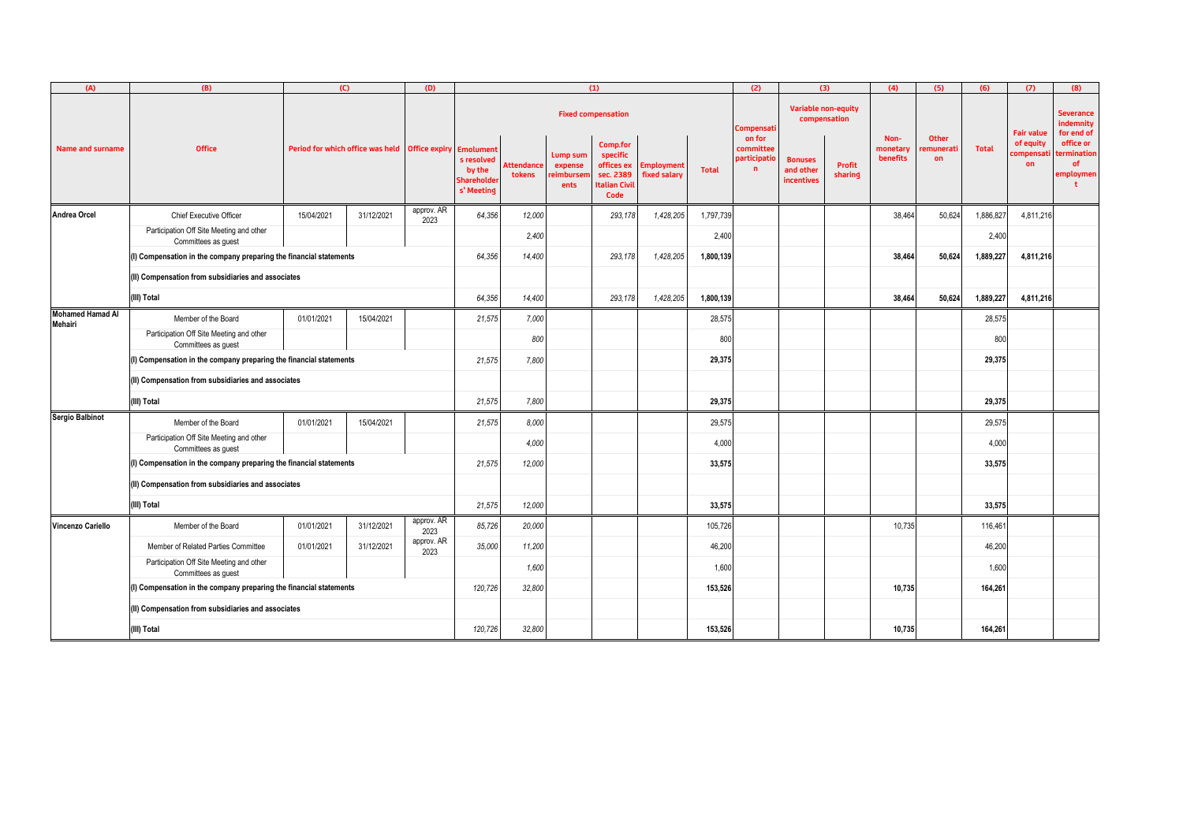| (A) | (B) | (C) | | (D) | (1) | | | | | | (2) | (3) | | (4) | (5) | (6) | (7) | (8) |
|---|---|---|---|---|---|---|---|---|---|---|---|---|---|---|---|---|---|---|
| | | | | | Fixed compensation | | | | | | | Variable non-equity compensation | | | | | | |
| Name and surname | Office | Period for which office was held | | Office expiry | Emoluments resolved by the Shareholders' Meeting | Attendance tokens | Lump sum expense reimbursements | Comp.for specific offices ex sec. 2389 Italian Civil Code | Employment fixed salary | Total | Compensation for committee participation | Bonuses and other incentives | Profit sharing | Non-monetary benefits | Other remuneration | Total | Fair value of equity compensation | Severance indemnity for end of office or termination of employment |
| **Andrea Orcel** | Chief Executive Officer | 15/04/2021 | 31/12/2021 | approv. AR 2023 | 64,356 | 12,000 | | 293,178 | 1,428,205 | 1,797,739 | | | | 38,464 | 50,624 | 1,886,827 | 4,811,216 | |
| | Participation Off Site Meeting and other Committees as guest | | | | | 2,400 | | | | 2,400 | | | | | | 2,400 | | |
| | **(I) Compensation in the company preparing the financial statements** | | | | 64,356 | 14,400 | | 293,178 | 1,428,205 | **1,800,139** | | | | **38,464** | **50,624** | **1,889,227** | **4,811,216** | |
| | **(II) Compensation from subsidiaries and associates** | | | | | | | | | | | | | | | | | |
| | **(III) Total** | | | | 64,356 | 14,400 | | 293,178 | 1,428,205 | **1,800,139** | | | | **38,464** | **50,624** | **1,889,227** | **4,811,216** | |
| **Mohamed Hamad Al Mehairi** | Member of the Board | 01/01/2021 | 15/04/2021 | | 21,575 | 7,000 | | | | 28,575 | | | | | | 28,575 | | |
| | Participation Off Site Meeting and other Committees as guest | | | | | 800 | | | | 800 | | | | | | 800 | | |
| | **(I) Compensation in the company preparing the financial statements** | | | | 21,575 | 7,800 | | | | **29,375** | | | | | | **29,375** | | |
| | **(II) Compensation from subsidiaries and associates** | | | | | | | | | | | | | | | | | |
| | **(III) Total** | | | | 21,575 | 7,800 | | | | **29,375** | | | | | | **29,375** | | |
| **Sergio Balbinot** | Member of the Board | 01/01/2021 | 15/04/2021 | | 21,575 | 8,000 | | | | 29,575 | | | | | | 29,575 | | |
| | Participation Off Site Meeting and other Committees as guest | | | | | 4,000 | | | | 4,000 | | | | | | 4,000 | | |
| | **(I) Compensation in the company preparing the financial statements** | | | | 21,575 | 12,000 | | | | **33,575** | | | | | | **33,575** | | |
| | **(II) Compensation from subsidiaries and associates** | | | | | | | | | | | | | | | | | |
| | **(III) Total** | | | | 21,575 | 12,000 | | | | **33,575** | | | | | | **33,575** | | |
| **Vincenzo Cariello** | Member of the Board | 01/01/2021 | 31/12/2021 | approv. AR 2023 | 85,726 | 20,000 | | | | 105,726 | | | | 10,735 | | 116,461 | | |
| | Member of Related Parties Committee | 01/01/2021 | 31/12/2021 | approv. AR 2023 | 35,000 | 11,200 | | | | 46,200 | | | | | | 46,200 | | |
| | Participation Off Site Meeting and other Committees as guest | | | | | 1,600 | | | | 1,600 | | | | | | 1,600 | | |
| | **(I) Compensation in the company preparing the financial statements** | | | | 120,726 | 32,800 | | | | **153,526** | | | | **10,735** | | **164,261** | | |
| | **(II) Compensation from subsidiaries and associates** | | | | | | | | | | | | | | | | | |
| | **(III) Total** | | | | 120,726 | 32,800 | | | | **153,526** | | | | **10,735** | | **164,261** | | |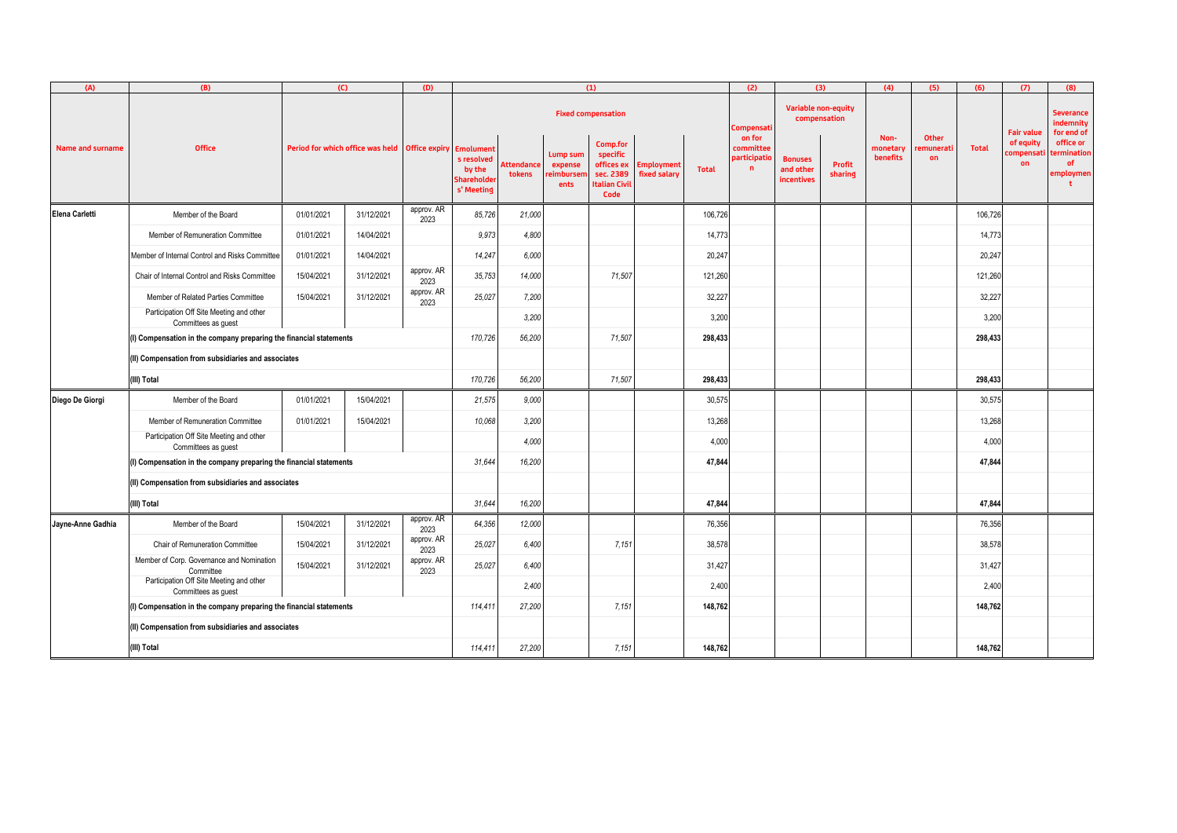| (A) | (B) | (C) | | (D) | (1) | | | | | | (2) | (3) | | (4) | (5) | (6) | (7) | (8) |
|---|---|---|---|---|---|---|---|---|---|---|---|---|---|---|---|---|---|---|
| | | | | | Fixed compensation | | | | | | | Variable non-equity compensation | | | | | | |
| Name and surname | Office | Period for which office was held | | Office expiry | Emoluments resolved by the Shareholders' Meeting | Attendance tokens | Lump sum expense reimbursements | Comp.for specific offices ex sec. 2389 Italian Civil Code | Employment fixed salary | Total | Compensation for committee participation | Bonuses and other incentives | Profit sharing | Non-monetary benefits | Other remuneration | Total | Fair value of equity compensation | Severance indemnity for end of office or termination of employment |
| **Elena Carletti** | Member of the Board | 01/01/2021 | 31/12/2021 | approv. AR 2023 | 85,726 | 21,000 | | | | 106,726 | | | | | | 106,726 | | |
| | Member of Remuneration Committee | 01/01/2021 | 14/04/2021 | | 9,973 | 4,800 | | | | 14,773 | | | | | | 14,773 | | |
| | Member of Internal Control and Risks Committee | 01/01/2021 | 14/04/2021 | | 14,247 | 6,000 | | | | 20,247 | | | | | | 20,247 | | |
| | Chair of Internal Control and Risks Committee | 15/04/2021 | 31/12/2021 | approv. AR 2023 | 35,753 | 14,000 | | 71,507 | | 121,260 | | | | | | 121,260 | | |
| | Member of Related Parties Committee | 15/04/2021 | 31/12/2021 | approv. AR 2023 | 25,027 | 7,200 | | | | 32,227 | | | | | | 32,227 | | |
| | Participation Off Site Meeting and other Committees as guest | | | | | 3,200 | | | | 3,200 | | | | | | 3,200 | | |
| | **(I) Compensation in the company preparing the financial statements** | | | | 170,726 | 56,200 | | 71,507 | | **298,433** | | | | | | **298,433** | | |
| | **(II) Compensation from subsidiaries and associates** | | | | | | | | | | | | | | | | | |
| | **(III) Total** | | | | 170,726 | 56,200 | | 71,507 | | **298,433** | | | | | | **298,433** | | |
| **Diego De Giorgi** | Member of the Board | 01/01/2021 | 15/04/2021 | | 21,575 | 9,000 | | | | 30,575 | | | | | | 30,575 | | |
| | Member of Remuneration Committee | 01/01/2021 | 15/04/2021 | | 10,068 | 3,200 | | | | 13,268 | | | | | | 13,268 | | |
| | Participation Off Site Meeting and other Committees as guest | | | | | 4,000 | | | | 4,000 | | | | | | 4,000 | | |
| | **(I) Compensation in the company preparing the financial statements** | | | | 31,644 | 16,200 | | | | **47,844** | | | | | | **47,844** | | |
| | **(II) Compensation from subsidiaries and associates** | | | | | | | | | | | | | | | | | |
| | **(III) Total** | | | | 31,644 | 16,200 | | | | **47,844** | | | | | | **47,844** | | |
| **Jayne-Anne Gadhia** | Member of the Board | 15/04/2021 | 31/12/2021 | approv. AR 2023 | 64,356 | 12,000 | | | | 76,356 | | | | | | 76,356 | | |
| | Chair of Remuneration Committee | 15/04/2021 | 31/12/2021 | approv. AR 2023 | 25,027 | 6,400 | | 7,151 | | 38,578 | | | | | | 38,578 | | |
| | Member of Corp. Governance and Nomination Committee | 15/04/2021 | 31/12/2021 | approv. AR 2023 | 25,027 | 6,400 | | | | 31,427 | | | | | | 31,427 | | |
| | Participation Off Site Meeting and other Committees as guest | | | | | 2,400 | | | | 2,400 | | | | | | 2,400 | | |
| | **(I) Compensation in the company preparing the financial statements** | | | | 114,411 | 27,200 | | 7,151 | | **148,762** | | | | | | **148,762** | | |
| | **(II) Compensation from subsidiaries and associates** | | | | | | | | | | | | | | | | | |
| | **(III) Total** | | | | 114,411 | 27,200 | | 7,151 | | **148,762** | | | | | | **148,762** | | |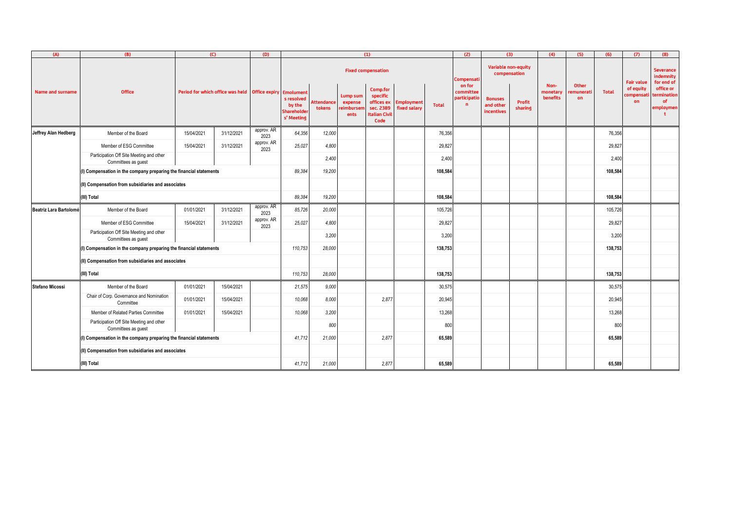| (A) | (B) | (C) | | (D) | (1) | | | | | | (2) | (3) | | (4) | (5) | (6) | (7) | (8) |
|---|---|---|---|---|---|---|---|---|---|---|---|---|---|---|---|---|---|---|
| | | | | | Fixed compensation | | | | | | | Variable non-equity compensation | | | | | | |
| Name and surname | Office | Period for which office was held | | Office expiry | Emoluments resolved by the Shareholders' Meeting | Attendance tokens | Lump sum expense reimbursements | Comp.for specific offices ex sec. 2389 Italian Civil Code | Employment fixed salary | Total | Compensation for committee participation | Bonuses and other incentives | Profit sharing | Non-monetary benefits | Other remuneration | Total | Fair value of equity compensation | Severance indemnity for end of office or termination of employment |
| Jeffrey Alan Hedberg | Member of the Board | 15/04/2021 | 31/12/2021 | approv. AR 2023 | 64,356 | 12,000 | | | | 76,356 | | | | | | 76,356 | | |
| | Member of ESG Committee | 15/04/2021 | 31/12/2021 | approv. AR 2023 | 25,027 | 4,800 | | | | 29,827 | | | | | | 29,827 | | |
| | Participation Off Site Meeting and other Committees as guest | | | | | 2,400 | | | | 2,400 | | | | | | 2,400 | | |
| | (I) Compensation in the company preparing the financial statements | | | | 89,384 | 19,200 | | | | 108,584 | | | | | | 108,584 | | |
| | (II) Compensation from subsidiaries and associates | | | | | | | | | | | | | | | | | |
| | (III) Total | | | | 89,384 | 19,200 | | | | 108,584 | | | | | | 108,584 | | |
| Beatriz Lara Bartolomé | Member of the Board | 01/01/2021 | 31/12/2021 | approv. AR 2023 | 85,726 | 20,000 | | | | 105,726 | | | | | | 105,726 | | |
| | Member of ESG Committee | 15/04/2021 | 31/12/2021 | approv. AR 2023 | 25,027 | 4,800 | | | | 29,827 | | | | | | 29,827 | | |
| | Participation Off Site Meeting and other Committees as guest | | | | | 3,200 | | | | 3,200 | | | | | | 3,200 | | |
| | (I) Compensation in the company preparing the financial statements | | | | 110,753 | 28,000 | | | | 138,753 | | | | | | 138,753 | | |
| | (II) Compensation from subsidiaries and associates | | | | | | | | | | | | | | | | | |
| | (III) Total | | | | 110,753 | 28,000 | | | | 138,753 | | | | | | 138,753 | | |
| Stefano Micossi | Member of the Board | 01/01/2021 | 15/04/2021 | | 21,575 | 9,000 | | | | 30,575 | | | | | | 30,575 | | |
| | Chair of Corp. Governance and Nomination Committee | 01/01/2021 | 15/04/2021 | | 10,068 | 8,000 | | 2,877 | | 20,945 | | | | | | 20,945 | | |
| | Member of Related Parties Committee | 01/01/2021 | 15/04/2021 | | 10,068 | 3,200 | | | | 13,268 | | | | | | 13,268 | | |
| | Participation Off Site Meeting and other Committees as guest | | | | | 800 | | | | 800 | | | | | | 800 | | |
| | (I) Compensation in the company preparing the financial statements | | | | 41,712 | 21,000 | | 2,877 | | 65,589 | | | | | | 65,589 | | |
| | (II) Compensation from subsidiaries and associates | | | | | | | | | | | | | | | | | |
| | (III) Total | | | | 41,712 | 21,000 | | 2,877 | | 65,589 | | | | | | 65,589 | | |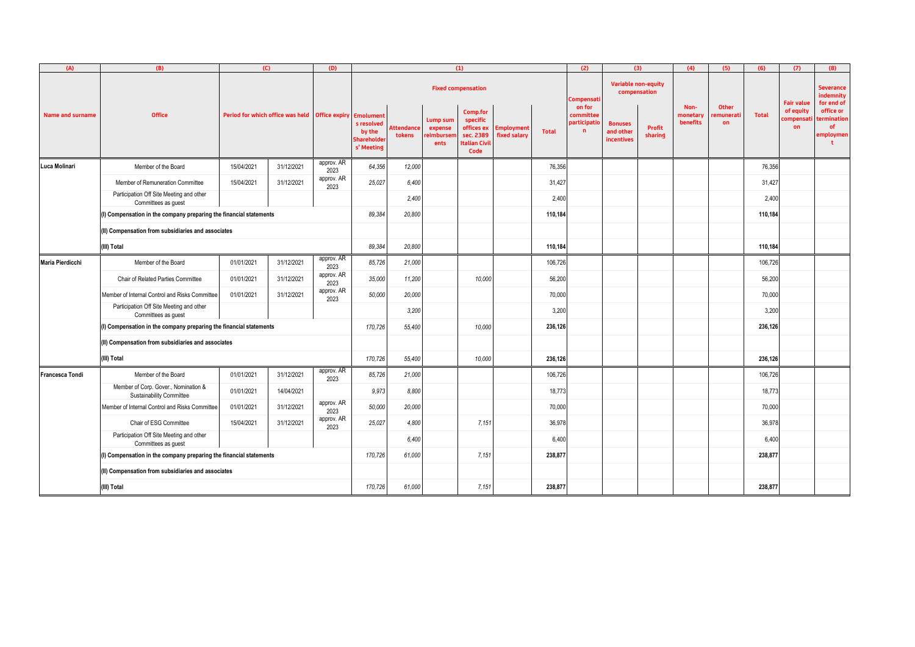| (A) | (B) | (C) | | (D) | (1) | | | | | | (2) | (3) | | (4) | (5) | (6) | (7) | (8) |
|---|---|---|---|---|---|---|---|---|---|---|---|---|---|---|---|---|---|---|
| | | | | | Fixed compensation | | | | | | | Variable non-equity compensation | | | | | | |
| Name and surname | Office | Period for which office was held | | Office expiry | Emoluments resolved by the Shareholders' Meeting | Attendance tokens | Lump sum expense reimbursements | Comp.for specific offices ex sec. 2389 Italian Civil Code | Employment fixed salary | Total | Compensation for committee participation | Bonuses and other incentives | Profit sharing | Non-monetary benefits | Other remuneration | Total | Fair value of equity compensation | Severance indemnity for end of office or termination of employment |
| Luca Molinari | Member of the Board | 15/04/2021 | 31/12/2021 | approv. AR 2023 | 64,356 | 12,000 | | | | 76,356 | | | | | | 76,356 | | |
| | Member of Remuneration Committee | 15/04/2021 | 31/12/2021 | approv. AR 2023 | 25,027 | 6,400 | | | | 31,427 | | | | | | 31,427 | | |
| | Participation Off Site Meeting and other Committees as guest | | | | | 2,400 | | | | 2,400 | | | | | | 2,400 | | |
| | (I) Compensation in the company preparing the financial statements | | | | 89,384 | 20,800 | | | | 110,184 | | | | | | 110,184 | | |
| | (II) Compensation from subsidiaries and associates | | | | | | | | | | | | | | | | | |
| | (III) Total | | | | 89,384 | 20,800 | | | | 110,184 | | | | | | 110,184 | | |
| Maria Pierdicchi | Member of the Board | 01/01/2021 | 31/12/2021 | approv. AR 2023 | 85,726 | 21,000 | | | | 106,726 | | | | | | 106,726 | | |
| | Chair of Related Parties Committee | 01/01/2021 | 31/12/2021 | approv. AR 2023 | 35,000 | 11,200 | | 10,000 | | 56,200 | | | | | | 56,200 | | |
| | Member of Internal Control and Risks Committee | 01/01/2021 | 31/12/2021 | approv. AR 2023 | 50,000 | 20,000 | | | | 70,000 | | | | | | 70,000 | | |
| | Participation Off Site Meeting and other Committees as guest | | | | | 3,200 | | | | 3,200 | | | | | | 3,200 | | |
| | (I) Compensation in the company preparing the financial statements | | | | 170,726 | 55,400 | | 10,000 | | 236,126 | | | | | | 236,126 | | |
| | (II) Compensation from subsidiaries and associates | | | | | | | | | | | | | | | | | |
| | (III) Total | | | | 170,726 | 55,400 | | 10,000 | | 236,126 | | | | | | 236,126 | | |
| Francesca Tondi | Member of the Board | 01/01/2021 | 31/12/2021 | approv. AR 2023 | 85,726 | 21,000 | | | | 106,726 | | | | | | 106,726 | | |
| | Member of Corp. Gover., Nomination & Sustainability Committee | 01/01/2021 | 14/04/2021 | | 9,973 | 8,800 | | | | 18,773 | | | | | | 18,773 | | |
| | Member of Internal Control and Risks Committee | 01/01/2021 | 31/12/2021 | approv. AR 2023 | 50,000 | 20,000 | | | | 70,000 | | | | | | 70,000 | | |
| | Chair of ESG Committee | 15/04/2021 | 31/12/2021 | approv. AR 2023 | 25,027 | 4,800 | | 7,151 | | 36,978 | | | | | | 36,978 | | |
| | Participation Off Site Meeting and other Committees as guest | | | | | 6,400 | | | | 6,400 | | | | | | 6,400 | | |
| | (I) Compensation in the company preparing the financial statements | | | | 170,726 | 61,000 | | 7,151 | | 238,877 | | | | | | 238,877 | | |
| | (II) Compensation from subsidiaries and associates | | | | | | | | | | | | | | | | | |
| | (III) Total | | | | 170,726 | 61,000 | | 7,151 | | 238,877 | | | | | | 238,877 | | |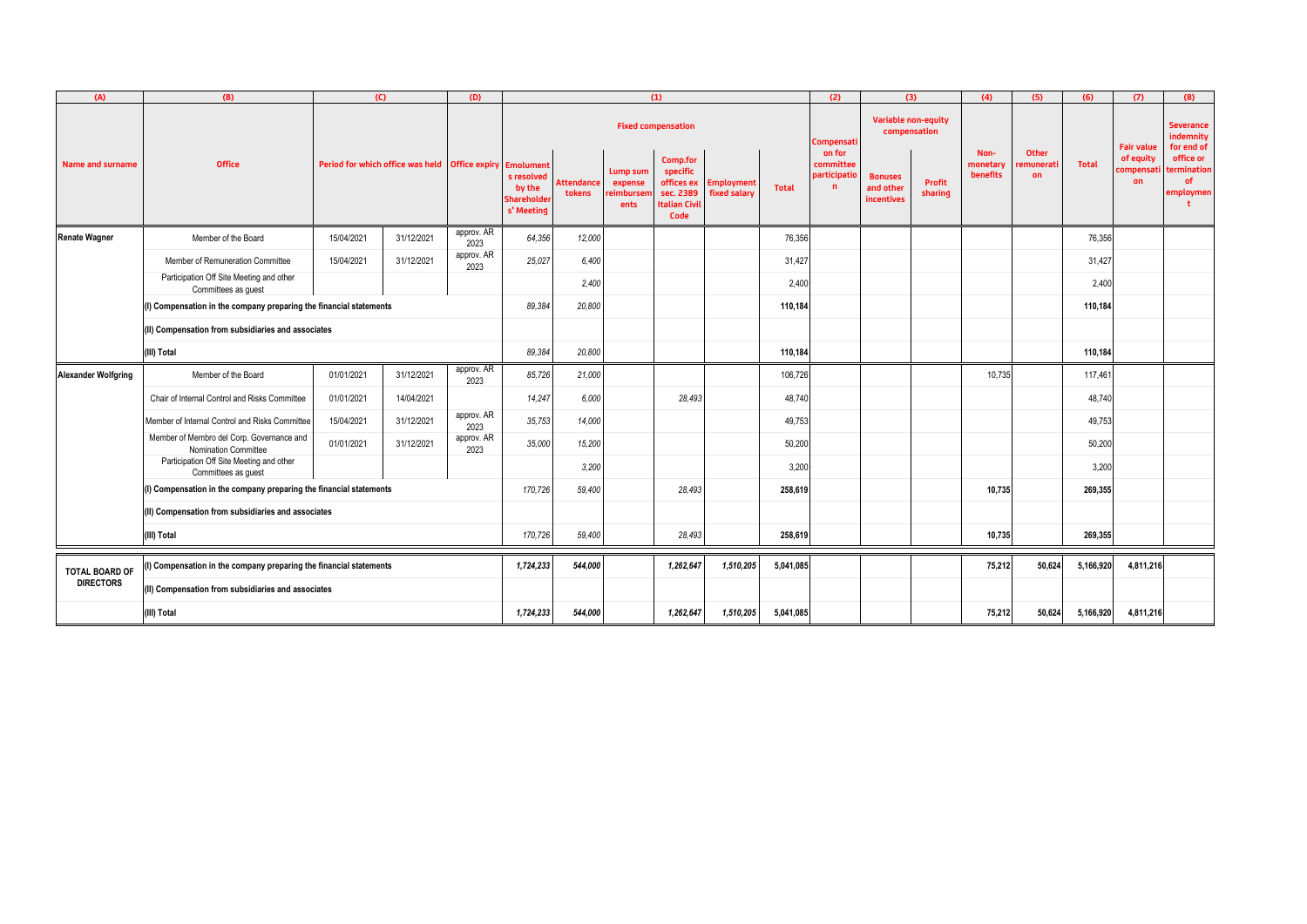| (A) | (B) | (C) | | (D) | (1) | | | | | | (2) | (3) | | (4) | (5) | (6) | (7) | (8) |
|---|---|---|---|---|---|---|---|---|---|---|---|---|---|---|---|---|---|---|
| Name and surname | Office | Period for which office was held | | Office expiry | Fixed compensation | | | | | | Compensation for committee participation | Variable non-equity compensation | | Non-monetary benefits | Other remuneration | Total | Fair value of equity compensation | Severance indemnity for end of office or termination of employment |
| | | | | | Emoluments resolved by the Shareholders' Meeting | Attendance tokens | Lump sum expense reimbursements | Comp.for specific offices ex sec. 2389 Italian Civil Code | Employment fixed salary | Total | | Bonuses and other incentives | Profit sharing | | | | | |
| **Renate Wagner** | Member of the Board | 15/04/2021 | 31/12/2021 | approv. AR 2023 | 64,356 | 12,000 | | | | 76,356 | | | | | | 76,356 | | |
| | Member of Remuneration Committee | 15/04/2021 | 31/12/2021 | approv. AR 2023 | 25,027 | 6,400 | | | | 31,427 | | | | | | 31,427 | | |
| | Participation Off Site Meeting and other Committees as guest | | | | | 2,400 | | | | 2,400 | | | | | | 2,400 | | |
| | **(I) Compensation in the company preparing the financial statements** | | | | 89,384 | 20,800 | | | | **110,184** | | | | | | **110,184** | | |
| | **(II) Compensation from subsidiaries and associates** | | | | | | | | | | | | | | | | | |
| | **(III) Total** | | | | 89,384 | 20,800 | | | | **110,184** | | | | | | **110,184** | | |
| **Alexander Wolfgring** | Member of the Board | 01/01/2021 | 31/12/2021 | approv. AR 2023 | 85,726 | 21,000 | | | | 106,726 | | | | 10,735 | | 117,461 | | |
| | Chair of Internal Control and Risks Committee | 01/01/2021 | 14/04/2021 | | 14,247 | 6,000 | | 28,493 | | 48,740 | | | | | | 48,740 | | |
| | Member of Internal Control and Risks Committee | 15/04/2021 | 31/12/2021 | approv. AR 2023 | 35,753 | 14,000 | | | | 49,753 | | | | | | 49,753 | | |
| | Member of Membro del Corp. Governance and Nomination Committee | 01/01/2021 | 31/12/2021 | approv. AR 2023 | 35,000 | 15,200 | | | | 50,200 | | | | | | 50,200 | | |
| | Participation Off Site Meeting and other Committees as guest | | | | | 3,200 | | | | 3,200 | | | | | | 3,200 | | |
| | **(I) Compensation in the company preparing the financial statements** | | | | 170,726 | 59,400 | | 28,493 | | **258,619** | | | | **10,735** | | **269,355** | | |
| | **(II) Compensation from subsidiaries and associates** | | | | | | | | | | | | | | | | | |
| | **(III) Total** | | | | 170,726 | 59,400 | | 28,493 | | **258,619** | | | | **10,735** | | **269,355** | | |
| **TOTAL BOARD OF DIRECTORS** | **(I) Compensation in the company preparing the financial statements** | | | | **1,724,233** | **544,000** | | **1,262,647** | **1,510,205** | **5,041,085** | | | | **75,212** | **50,624** | **5,166,920** | **4,811,216** | |
| | **(II) Compensation from subsidiaries and associates** | | | | | | | | | | | | | | | | | |
| | **(III) Total** | | | | **1,724,233** | **544,000** | | **1,262,647** | **1,510,205** | **5,041,085** | | | | **75,212** | **50,624** | **5,166,920** | **4,811,216** | |